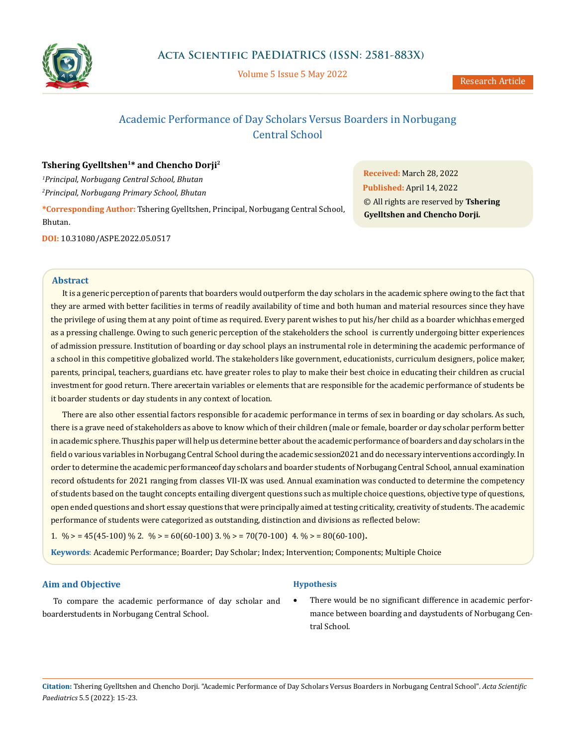# Academic Performance of Day Scholars Versus Boarders in Norbugang Central School

**Tshering Gyelltshen[1]* and Chencho Dorji[2]**

[1]*Principal, Norbugang Central School, Bhutan*

[2]*Principal, Norbugang Primary School, Bhutan*

**\*Corresponding Author:** Tshering Gyelltshen, Principal, Norbugang Central School, Bhutan.

**DOI:** 10.31080/ASPE.2022.05.0517

**Received:** March 28, 2022

**Published:** April 14, 2022

© All rights are reserved by **Tshering Gyelltshen and Chencho Dorji.**

## Abstract

It is a generic perception of parents that boarders would outperform the day scholars in the academic sphere owing to the fact that they are armed with better facilities in terms of readily availability of time and both human and material resources since they have the privilege of using them at any point of time as required. Every parent wishes to put his/her child as a boarder whichhas emerged as a pressing challenge. Owing to such generic perception of the stakeholders the school is currently undergoing bitter experiences of admission pressure. Institution of boarding or day school plays an instrumental role in determining the academic performance of a school in this competitive globalized world. The stakeholders like government, educationists, curriculum designers, police maker, parents, principal, teachers, guardians etc. have greater roles to play to make their best choice in educating their children as crucial investment for good return. There arecertain variables or elements that are responsible for the academic performance of students be it boarder students or day students in any context of location.

There are also other essential factors responsible for academic performance in terms of sex in boarding or day scholars. As such, there is a grave need of stakeholders as above to know which of their children (male or female, boarder or day scholar perform better in academic sphere. Thus,this paper will help us determine better about the academic performance of boarders and day scholars in the field o various variables in Norbugang Central School during the academic session2021 and do necessary interventions accordingly. In order to determine the academic performanceof day scholars and boarder students of Norbugang Central School, annual examination record ofstudents for 2021 ranging from classes VII-IX was used. Annual examination was conducted to determine the competency of students based on the taught concepts entailing divergent questions such as multiple choice questions, objective type of questions, open ended questions and short essay questions that were principally aimed at testing criticality, creativity of students. The academic performance of students were categorized as outstanding, distinction and divisions as reflected below:

1. % > = 45(45-100) % 2. % > = 60(60-100) 3. % > = 70(70-100) 4. % > = 80(60-100).

**Keywords**: Academic Performance; Boarder; Day Scholar; Index; Intervention; Components; Multiple Choice

## Aim and Objective

To compare the academic performance of day scholar and boarderstudents in Norbugang Central School.

## Hypothesis

- There would be no significant difference in academic performance between boarding and daystudents of Norbugang Central School.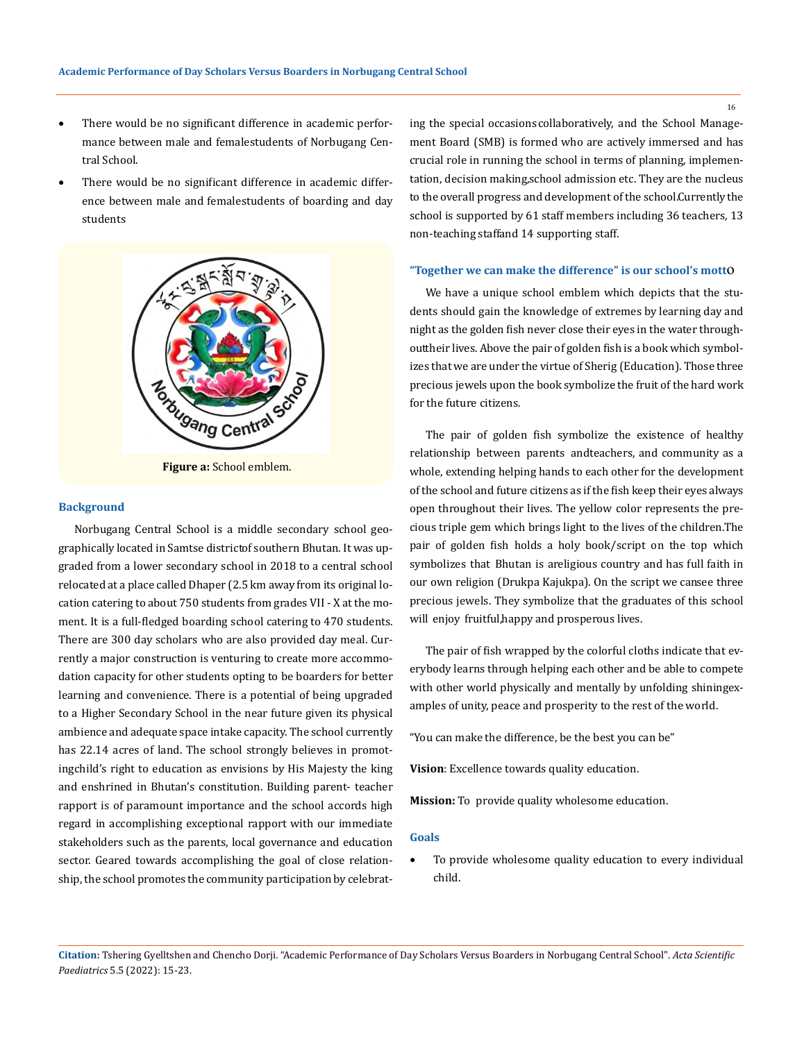- There would be no significant difference in academic performance between male and femalestudents of Norbugang Central School.
- There would be no significant difference in academic difference between male and femalestudents of boarding and day students

**Figure a:** School emblem.

## Background

Norbugang Central School is a middle secondary school geographically located in Samtse districtof southern Bhutan. It was upgraded from a lower secondary school in 2018 to a central school relocated at a place called Dhaper (2.5 km away from its original location catering to about 750 students from grades VII - X at the moment. It is a full-fledged boarding school catering to 470 students. There are 300 day scholars who are also provided day meal. Currently a major construction is venturing to create more accommodation capacity for other students opting to be boarders for better learning and convenience. There is a potential of being upgraded to a Higher Secondary School in the near future given its physical ambience and adequate space intake capacity. The school currently has 22.14 acres of land. The school strongly believes in promotingchild's right to education as envisions by His Majesty the king and enshrined in Bhutan's constitution. Building parent- teacher rapport is of paramount importance and the school accords high regard in accomplishing exceptional rapport with our immediate stakeholders such as the parents, local governance and education sector. Geared towards accomplishing the goal of close relationship, the school promotes the community participation by celebrating the special occasionscollaboratively, and the School Management Board (SMB) is formed who are actively immersed and has crucial role in running the school in terms of planning, implementation, decision making,school admission etc. They are the nucleus to the overall progress and development of the school.Currently the school is supported by 61 staff members including 36 teachers, 13 non-teaching staffand 14 supporting staff.

## "Together we can make the difference" is our school's motto

We have a unique school emblem which depicts that the students should gain the knowledge of extremes by learning day and night as the golden fish never close their eyes in the water throughouttheir lives. Above the pair of golden fish is a book which symbolizes that we are under the virtue of Sherig (Education). Those three precious jewels upon the book symbolize the fruit of the hard work for the future citizens.

The pair of golden fish symbolize the existence of healthy relationship between parents andteachers, and community as a whole, extending helping hands to each other for the development of the school and future citizens as if the fish keep their eyes always open throughout their lives. The yellow color represents the precious triple gem which brings light to the lives of the children.The pair of golden fish holds a holy book/script on the top which symbolizes that Bhutan is areligious country and has full faith in our own religion (Drukpa Kajukpa). On the script we cansee three precious jewels. They symbolize that the graduates of this school will enjoy fruitful,happy and prosperous lives.

The pair of fish wrapped by the colorful cloths indicate that everybody learns through helping each other and be able to compete with other world physically and mentally by unfolding shiningexamples of unity, peace and prosperity to the rest of the world.

"You can make the difference, be the best you can be"

**Vision**: Excellence towards quality education.

**Mission:** To provide quality wholesome education.

## Goals

- To provide wholesome quality education to every individual child.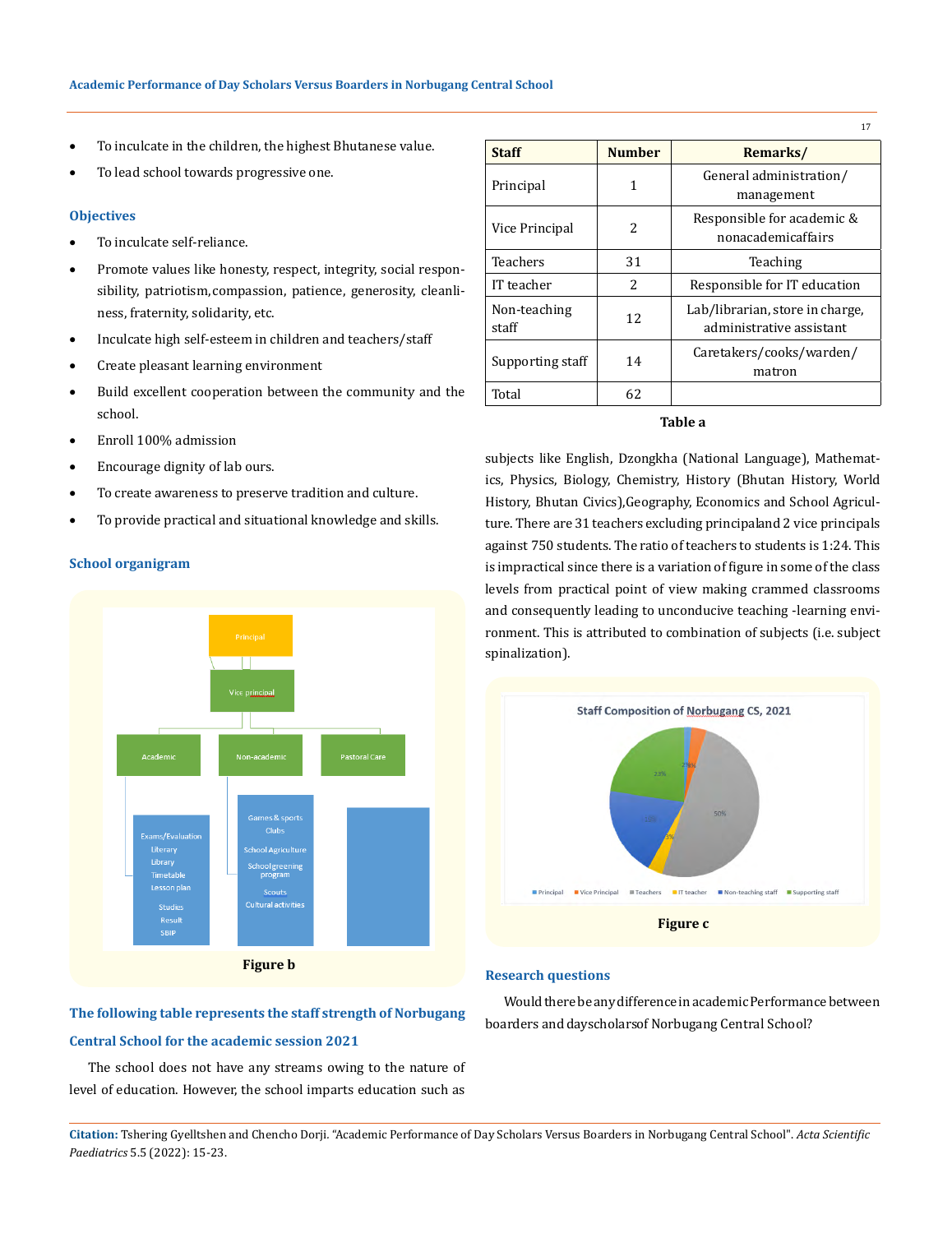- To inculcate in the children, the highest Bhutanese value.
- To lead school towards progressive one.

### Objectives

- To inculcate self-reliance.
- Promote values like honesty, respect, integrity, social responsibility, patriotism, compassion, patience, generosity, cleanliness, fraternity, solidarity, etc.
- Inculcate high self-esteem in children and teachers/staff
- Create pleasant learning environment
- Build excellent cooperation between the community and the school.
- Enroll 100% admission
- Encourage dignity of lab ours.
- To create awareness to preserve tradition and culture.
- To provide practical and situational knowledge and skills.

### School organigram

Figure b

### The following table represents the staff strength of Norbugang Central School for the academic session 2021

The school does not have any streams owing to the nature of level of education. However, the school imparts education such as

| Staff | Number | Remarks/ |
|---|---|---|
| Principal | 1 | General administration/ management |
| Vice Principal | 2 | Responsible for academic & nonacademicaffairs |
| Teachers | 31 | Teaching |
| IT teacher | 2 | Responsible for IT education |
| Non-teaching staff | 12 | Lab/librarian, store in charge, administrative assistant |
| Supporting staff | 14 | Caretakers/cooks/warden/ matron |
| Total | 62 | |

**Table a**

subjects like English, Dzongkha (National Language), Mathematics, Physics, Biology, Chemistry, History (Bhutan History, World History, Bhutan Civics),Geography, Economics and School Agriculture. There are 31 teachers excluding principaland 2 vice principals against 750 students. The ratio of teachers to students is 1:24. This is impractical since there is a variation of figure in some of the class levels from practical point of view making crammed classrooms and consequently leading to unconducive teaching -learning environment. This is attributed to combination of subjects (i.e. subject spinalization).

Figure c

### Research questions

Would there be any difference in academic Performance between boarders and dayscholarsof Norbugang Central School?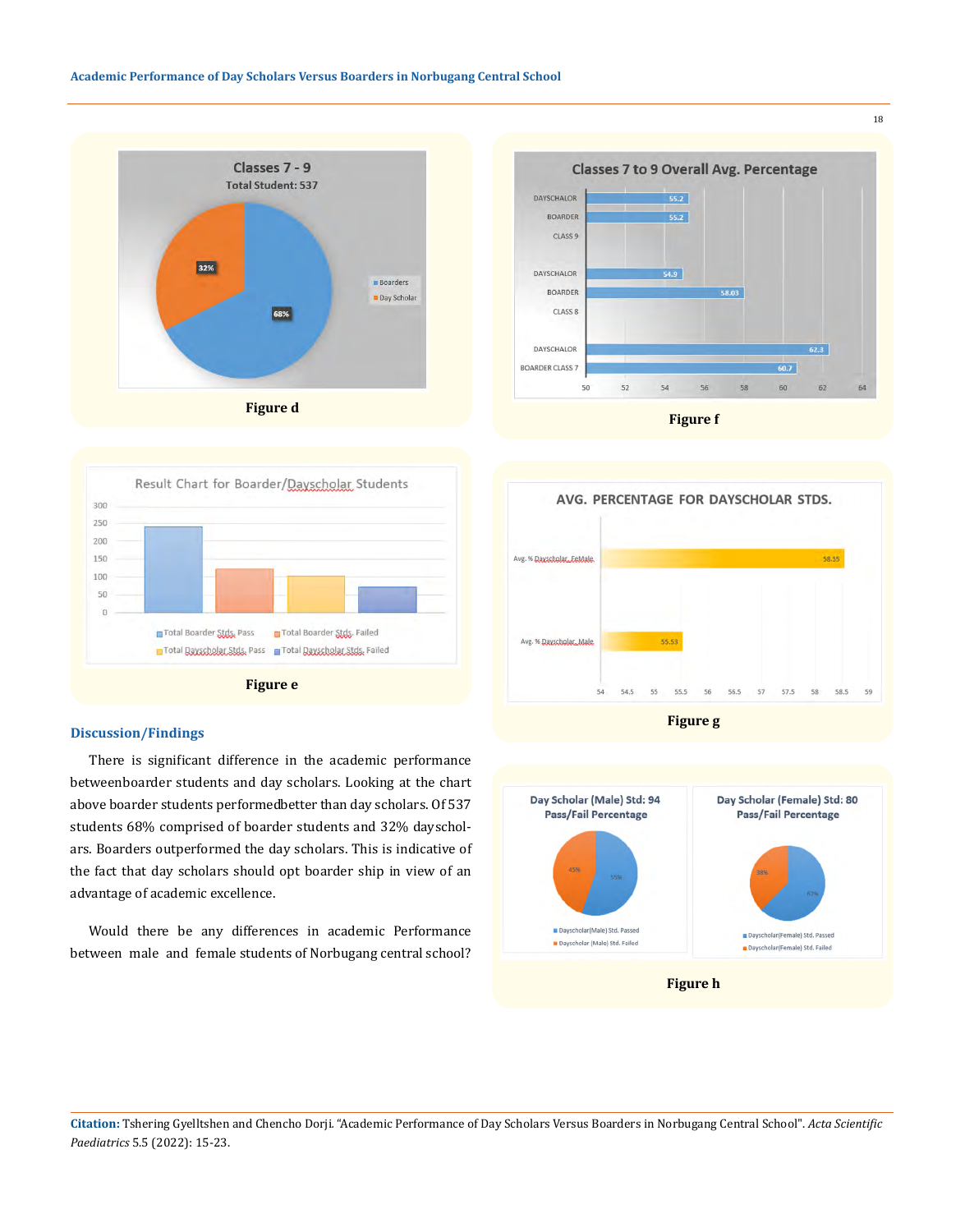Figure d

Figure f

Figure e

Figure g

Figure h

## Discussion/Findings

There is significant difference in the academic performance betweenboarder students and day scholars. Looking at the chart above boarder students performedbetter than day scholars. Of 537 students 68% comprised of boarder students and 32% dayscholars. Boarders outperformed the day scholars. This is indicative of the fact that day scholars should opt boarder ship in view of an advantage of academic excellence.

Would there be any differences in academic Performance between male and female students of Norbugang central school?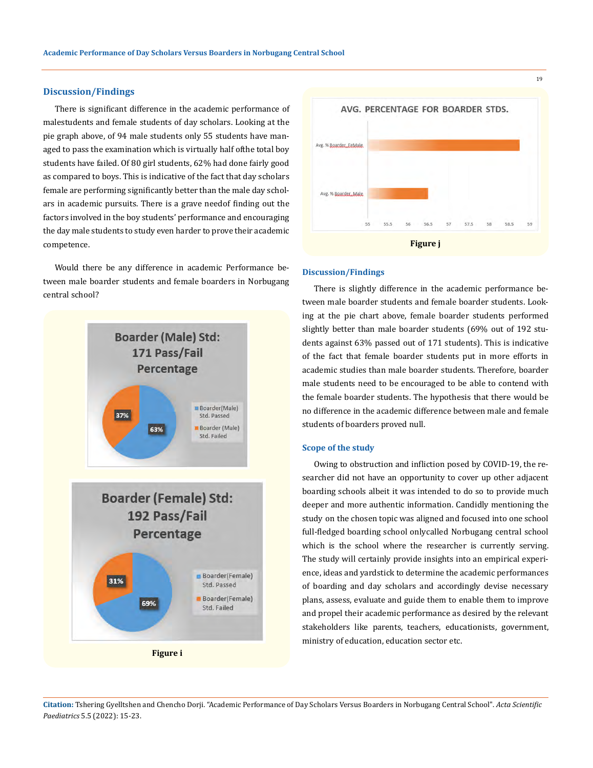## Discussion/Findings

There is significant difference in the academic performance of malestudents and female students of day scholars. Looking at the pie graph above, of 94 male students only 55 students have managed to pass the examination which is virtually half ofthe total boy students have failed. Of 80 girl students, 62% had done fairly good as compared to boys. This is indicative of the fact that day scholars female are performing significantly better than the male day scholars in academic pursuits. There is a grave needof finding out the factors involved in the boy students' performance and encouraging the day male students to study even harder to prove their academic competence.

Would there be any difference in academic Performance between male boarder students and female boarders in Norbugang central school?

Figure i

Figure j

## Discussion/Findings

There is slightly difference in the academic performance between male boarder students and female boarder students. Looking at the pie chart above, female boarder students performed slightly better than male boarder students (69% out of 192 students against 63% passed out of 171 students). This is indicative of the fact that female boarder students put in more efforts in academic studies than male boarder students. Therefore, boarder male students need to be encouraged to be able to contend with the female boarder students. The hypothesis that there would be no difference in the academic difference between male and female students of boarders proved null.

## Scope of the study

Owing to obstruction and infliction posed by COVID-19, the researcher did not have an opportunity to cover up other adjacent boarding schools albeit it was intended to do so to provide much deeper and more authentic information. Candidly mentioning the study on the chosen topic was aligned and focused into one school full-fledged boarding school onlycalled Norbugang central school which is the school where the researcher is currently serving. The study will certainly provide insights into an empirical experience, ideas and yardstick to determine the academic performances of boarding and day scholars and accordingly devise necessary plans, assess, evaluate and guide them to enable them to improve and propel their academic performance as desired by the relevant stakeholders like parents, teachers, educationists, government, ministry of education, education sector etc.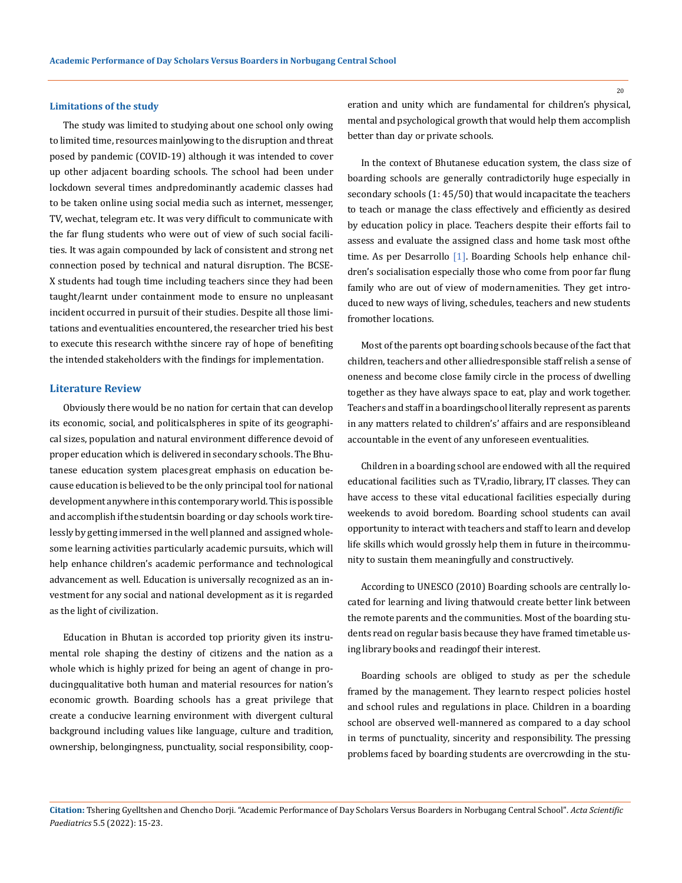### Limitations of the study

The study was limited to studying about one school only owing to limited time, resources mainlyowing to the disruption and threat posed by pandemic (COVID-19) although it was intended to cover up other adjacent boarding schools. The school had been under lockdown several times andpredominantly academic classes had to be taken online using social media such as internet, messenger, TV, wechat, telegram etc. It was very difficult to communicate with the far flung students who were out of view of such social facilities. It was again compounded by lack of consistent and strong net connection posed by technical and natural disruption. The BCSE-X students had tough time including teachers since they had been taught/learnt under containment mode to ensure no unpleasant incident occurred in pursuit of their studies. Despite all those limitations and eventualities encountered, the researcher tried his best to execute this research withthe sincere ray of hope of benefiting the intended stakeholders with the findings for implementation.

## Literature Review

Obviously there would be no nation for certain that can develop its economic, social, and politicalspheres in spite of its geographical sizes, population and natural environment difference devoid of proper education which is delivered in secondary schools. The Bhutanese education system placesgreat emphasis on education because education is believed to be the only principal tool for national development anywhere inthis contemporary world. This is possible and accomplish if the studentsin boarding or day schools work tirelessly by getting immersed in the well planned and assigned wholesome learning activities particularly academic pursuits, which will help enhance children's academic performance and technological advancement as well. Education is universally recognized as an investment for any social and national development as it is regarded as the light of civilization.

Education in Bhutan is accorded top priority given its instrumental role shaping the destiny of citizens and the nation as a whole which is highly prized for being an agent of change in producingqualitative both human and material resources for nation's economic growth. Boarding schools has a great privilege that create a conducive learning environment with divergent cultural background including values like language, culture and tradition, ownership, belongingness, punctuality, social responsibility, cooperation and unity which are fundamental for children's physical, mental and psychological growth that would help them accomplish better than day or private schools.

In the context of Bhutanese education system, the class size of boarding schools are generally contradictorily huge especially in secondary schools (1: 45/50) that would incapacitate the teachers to teach or manage the class effectively and efficiently as desired by education policy in place. Teachers despite their efforts fail to assess and evaluate the assigned class and home task most ofthe time. As per Desarrollo [1]. Boarding Schools help enhance children's socialisation especially those who come from poor far flung family who are out of view of modernamenities. They get introduced to new ways of living, schedules, teachers and new students fromother locations.

Most of the parents opt boarding schools because of the fact that children, teachers and other alliedresponsible staff relish a sense of oneness and become close family circle in the process of dwelling together as they have always space to eat, play and work together. Teachers and staff in a boardingschool literally represent as parents in any matters related to children's' affairs and are responsibleand accountable in the event of any unforeseen eventualities.

Children in a boarding school are endowed with all the required educational facilities such as TV,radio, library, IT classes. They can have access to these vital educational facilities especially during weekends to avoid boredom. Boarding school students can avail opportunity to interact with teachers and staff to learn and develop life skills which would grossly help them in future in theircommunity to sustain them meaningfully and constructively.

According to UNESCO (2010) Boarding schools are centrally located for learning and living thatwould create better link between the remote parents and the communities. Most of the boarding students read on regular basis because they have framed timetable using library books and readingof their interest.

Boarding schools are obliged to study as per the schedule framed by the management. They learnto respect policies hostel and school rules and regulations in place. Children in a boarding school are observed well-mannered as compared to a day school in terms of punctuality, sincerity and responsibility. The pressing problems faced by boarding students are overcrowding in the stu-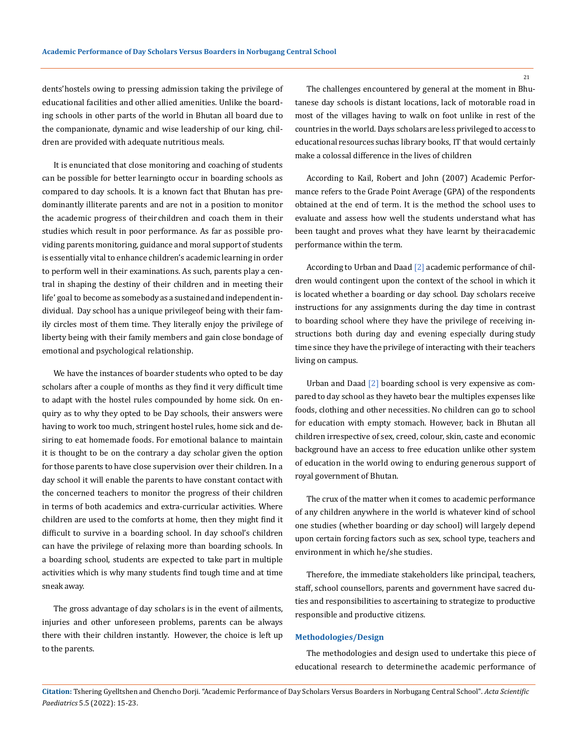dents'hostels owing to pressing admission taking the privilege of educational facilities and other allied amenities. Unlike the boarding schools in other parts of the world in Bhutan all board due to the companionate, dynamic and wise leadership of our king, children are provided with adequate nutritious meals.

It is enunciated that close monitoring and coaching of students can be possible for better learningto occur in boarding schools as compared to day schools. It is a known fact that Bhutan has predominantly illiterate parents and are not in a position to monitor the academic progress of their children and coach them in their studies which result in poor performance. As far as possible providing parents monitoring, guidance and moral support of students is essentially vital to enhance children's academic learning in order to perform well in their examinations. As such, parents play a central in shaping the destiny of their children and in meeting their life' goal to become as somebody as a sustained and independent individual. Day school has a unique privilegeof being with their family circles most of them time. They literally enjoy the privilege of liberty being with their family members and gain close bondage of emotional and psychological relationship.

We have the instances of boarder students who opted to be day scholars after a couple of months as they find it very difficult time to adapt with the hostel rules compounded by home sick. On enquiry as to why they opted to be Day schools, their answers were having to work too much, stringent hostel rules, home sick and desiring to eat homemade foods. For emotional balance to maintain it is thought to be on the contrary a day scholar given the option for those parents to have close supervision over their children. In a day school it will enable the parents to have constant contact with the concerned teachers to monitor the progress of their children in terms of both academics and extra-curricular activities. Where children are used to the comforts at home, then they might find it difficult to survive in a boarding school. In day school's children can have the privilege of relaxing more than boarding schools. In a boarding school, students are expected to take part in multiple activities which is why many students find tough time and at time sneak away.

The gross advantage of day scholars is in the event of ailments, injuries and other unforeseen problems, parents can be always there with their children instantly. However, the choice is left up to the parents.

The challenges encountered by general at the moment in Bhutanese day schools is distant locations, lack of motorable road in most of the villages having to walk on foot unlike in rest of the countries in the world. Days scholars are less privileged to access to educational resources suchas library books, IT that would certainly make a colossal difference in the lives of children

According to Kail, Robert and John (2007) Academic Performance refers to the Grade Point Average (GPA) of the respondents obtained at the end of term. It is the method the school uses to evaluate and assess how well the students understand what has been taught and proves what they have learnt by theiracademic performance within the term.

According to Urban and Daad [2] academic performance of children would contingent upon the context of the school in which it is located whether a boarding or day school. Day scholars receive instructions for any assignments during the day time in contrast to boarding school where they have the privilege of receiving instructions both during day and evening especially during study time since they have the privilege of interacting with their teachers living on campus.

Urban and Daad [2] boarding school is very expensive as compared to day school as they haveto bear the multiples expenses like foods, clothing and other necessities. No children can go to school for education with empty stomach. However, back in Bhutan all children irrespective of sex, creed, colour, skin, caste and economic background have an access to free education unlike other system of education in the world owing to enduring generous support of royal government of Bhutan.

The crux of the matter when it comes to academic performance of any children anywhere in the world is whatever kind of school one studies (whether boarding or day school) will largely depend upon certain forcing factors such as sex, school type, teachers and environment in which he/she studies.

Therefore, the immediate stakeholders like principal, teachers, staff, school counsellors, parents and government have sacred duties and responsibilities to ascertaining to strategize to productive responsible and productive citizens.

## Methodologies/Design

The methodologies and design used to undertake this piece of educational research to determinethe academic performance of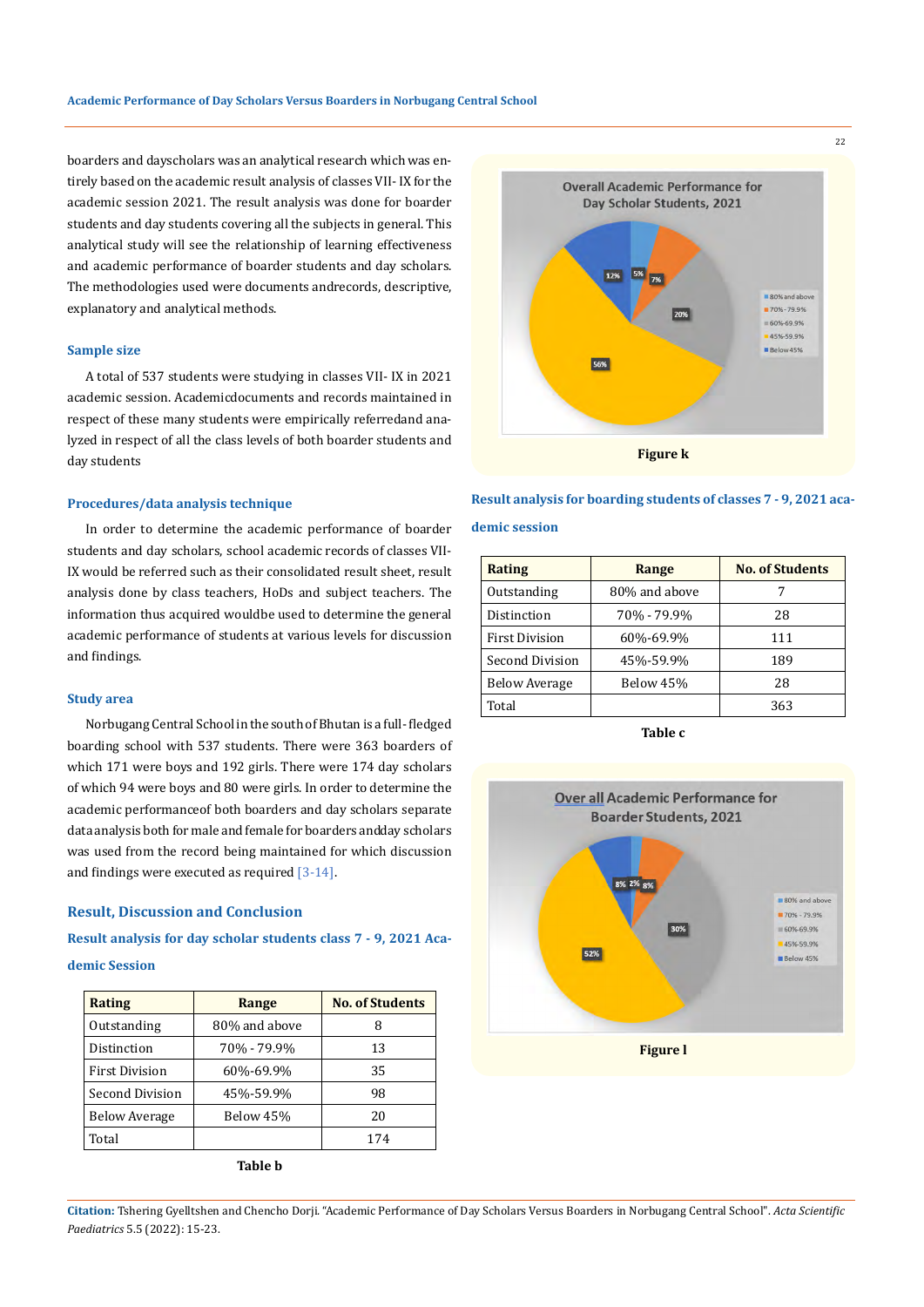boarders and dayscholars was an analytical research which was entirely based on the academic result analysis of classes VII- IX for the academic session 2021. The result analysis was done for boarder students and day students covering all the subjects in general. This analytical study will see the relationship of learning effectiveness and academic performance of boarder students and day scholars. The methodologies used were documents andrecords, descriptive, explanatory and analytical methods.

### Sample size

A total of 537 students were studying in classes VII- IX in 2021 academic session. Academicdocuments and records maintained in respect of these many students were empirically referredand analyzed in respect of all the class levels of both boarder students and day students

### Procedures/data analysis technique

In order to determine the academic performance of boarder students and day scholars, school academic records of classes VII-IX would be referred such as their consolidated result sheet, result analysis done by class teachers, HoDs and subject teachers. The information thus acquired wouldbe used to determine the general academic performance of students at various levels for discussion and findings.

### Study area

Norbugang Central School in the south of Bhutan is a full-fledged boarding school with 537 students. There were 363 boarders of which 171 were boys and 192 girls. There were 174 day scholars of which 94 were boys and 80 were girls. In order to determine the academic performanceof both boarders and day scholars separate data analysis both for male and female for boarders andday scholars was used from the record being maintained for which discussion and findings were executed as required [3-14].

## Result, Discussion and Conclusion

### Result analysis for day scholar students class 7 - 9, 2021 Academic Session

| Rating | Range | No. of Students |
|---|---|---|
| Outstanding | 80% and above | 8 |
| Distinction | 70% - 79.9% | 13 |
| First Division | 60%-69.9% | 35 |
| Second Division | 45%-59.9% | 98 |
| Below Average | Below 45% | 20 |
| Total | | 174 |

**Table b**

Figure k

### Result analysis for boarding students of classes 7 - 9, 2021 academic session

| Rating | Range | No. of Students |
|---|---|---|
| Outstanding | 80% and above | 7 |
| Distinction | 70% - 79.9% | 28 |
| First Division | 60%-69.9% | 111 |
| Second Division | 45%-59.9% | 189 |
| Below Average | Below 45% | 28 |
| Total | | 363 |

**Table c**

Figure l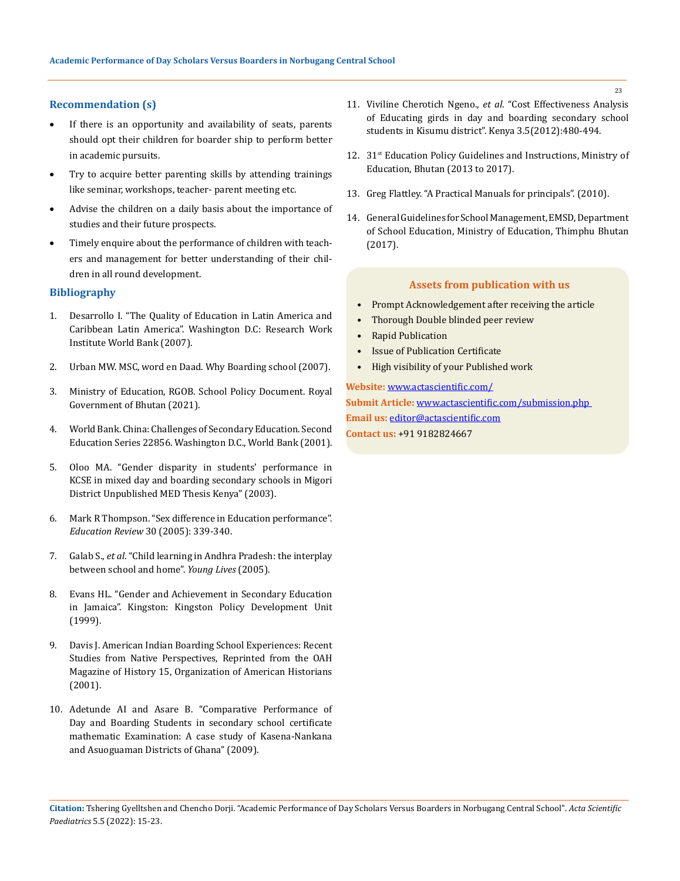## Recommendation (s)

- If there is an opportunity and availability of seats, parents should opt their children for boarder ship to perform better in academic pursuits.
- Try to acquire better parenting skills by attending trainings like seminar, workshops, teacher- parent meeting etc.
- Advise the children on a daily basis about the importance of studies and their future prospects.
- Timely enquire about the performance of children with teachers and management for better understanding of their children in all round development.

## Bibliography

1. Desarrollo I. "The Quality of Education in Latin America and Caribbean Latin America". Washington D.C: Research Work Institute World Bank (2007).
2. Urban MW. MSC, word en Daad. Why Boarding school (2007).
3. Ministry of Education, RGOB. School Policy Document. Royal Government of Bhutan (2021).
4. World Bank. China: Challenges of Secondary Education. Second Education Series 22856. Washington D.C., World Bank (2001).
5. Oloo MA. "Gender disparity in students' performance in KCSE in mixed day and boarding secondary schools in Migori District Unpublished MED Thesis Kenya" (2003).
6. Mark R Thompson. "Sex difference in Education performance". *Education Review* 30 (2005): 339-340.
7. Galab S., *et al*. "Child learning in Andhra Pradesh: the interplay between school and home". *Young Lives* (2005).
8. Evans HL. "Gender and Achievement in Secondary Education in Jamaica". Kingston: Kingston Policy Development Unit (1999).
9. Davis J. American Indian Boarding School Experiences: Recent Studies from Native Perspectives, Reprinted from the OAH Magazine of History 15, Organization of American Historians (2001).
10. Adetunde AI and Asare B. "Comparative Performance of Day and Boarding Students in secondary school certificate mathematic Examination: A case study of Kasena-Nankana and Asuoguaman Districts of Ghana" (2009).
11. Viviline Cherotich Ngeno., *et al*. "Cost Effectiveness Analysis of Educating girds in day and boarding secondary school students in Kisumu district". Kenya 3.5(2012):480-494.
12. 31st Education Policy Guidelines and Instructions, Ministry of Education, Bhutan (2013 to 2017).
13. Greg Flattley. "A Practical Manuals for principals". (2010).
14. General Guidelines for School Management, EMSD, Department of School Education, Ministry of Education, Thimphu Bhutan (2017).

**Assets from publication with us**

- Prompt Acknowledgement after receiving the article
- Thorough Double blinded peer review
- Rapid Publication
- Issue of Publication Certificate
- High visibility of your Published work

**Website:** www.actascientific.com/

**Submit Article:** www.actascientific.com/submission.php

**Email us:** editor@actascientific.com

**Contact us:** +91 9182824667